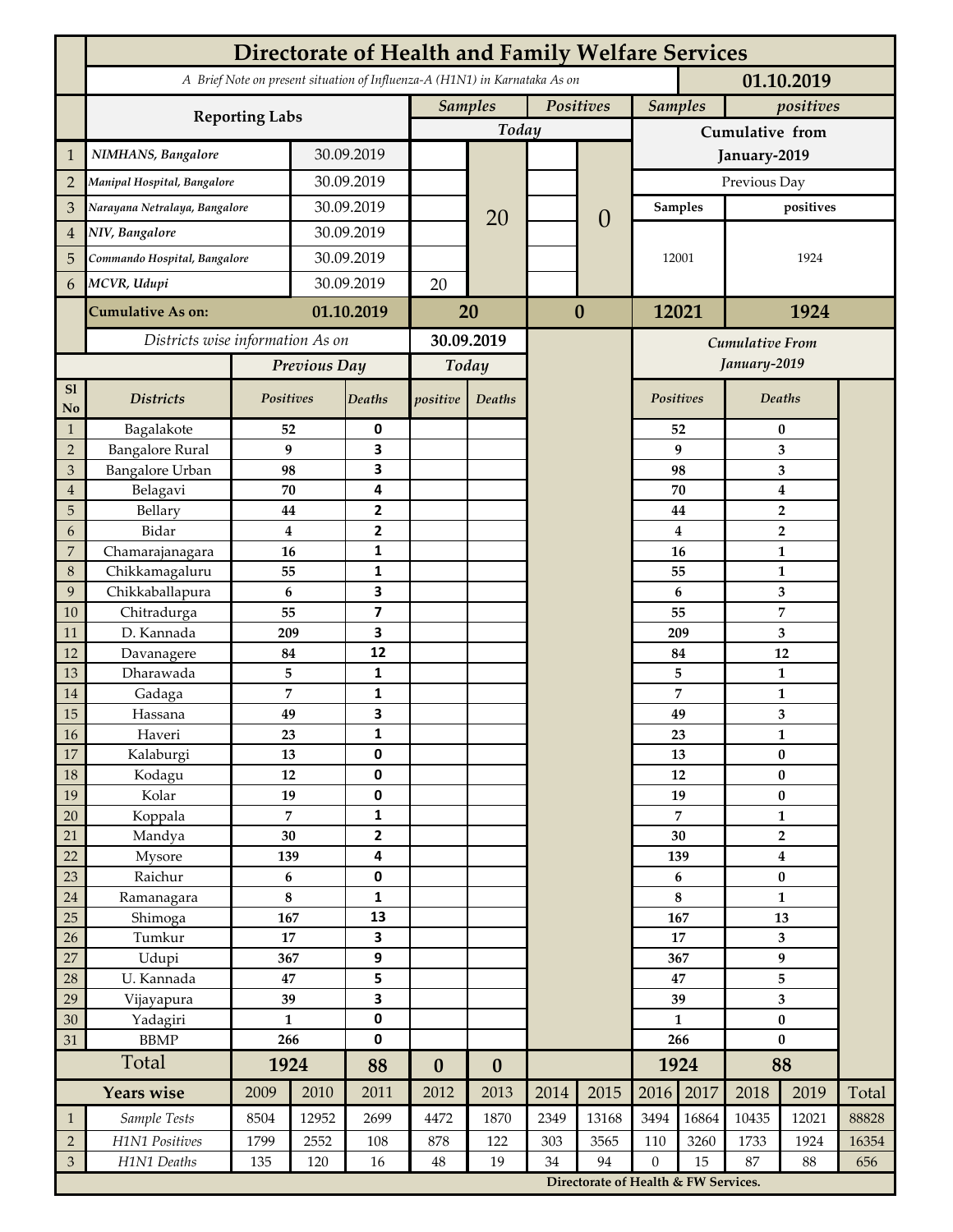# Directorate of Health and Family Welfare Services

*A Brief Note on present situation of Influenza-A (H1N1) in Karnataka As on* **01.10.2019**

| | Reporting Labs | | Samples Today | | Positives Today | | Samples (Cumulative from January-2019, Previous Day) | positives (Cumulative from January-2019, Previous Day) |
|---|---|---|---|---|---|---|---|---|
| 1 | *NIMHANS, Bangalore* | 30.09.2019 | | 20 | | 0 | 12001 | 1924 |
| 2 | *Manipal Hospital, Bangalore* | 30.09.2019 | | | | | | |
| 3 | *Narayana Netralaya, Bangalore* | 30.09.2019 | | | | | | |
| 4 | *NIV, Bangalore* | 30.09.2019 | | | | | | |
| 5 | *Commando Hospital, Bangalore* | 30.09.2019 | | | | | | |
| 6 | *MCVR, Udupi* | 30.09.2019 | 20 | | | | | |
| | **Cumulative As on:** | **01.10.2019** | **20** | | **0** | | **12021** | **1924** |

*Districts wise information As on* **30.09.2019**

| Sl No | Districts | Previous Day Positives | Previous Day Deaths | Today positive | Today Deaths | Cumulative From January-2019 Positives | Cumulative From January-2019 Deaths |
|---|---|---|---|---|---|---|---|
| 1 | Bagalakote | 52 | 0 | | | 52 | 0 |
| 2 | Bangalore Rural | 9 | 3 | | | 9 | 3 |
| 3 | Bangalore Urban | 98 | 3 | | | 98 | 3 |
| 4 | Belagavi | 70 | 4 | | | 70 | 4 |
| 5 | Bellary | 44 | 2 | | | 44 | 2 |
| 6 | Bidar | 4 | 2 | | | 4 | 2 |
| 7 | Chamarajanagara | 16 | 1 | | | 16 | 1 |
| 8 | Chikkamagaluru | 55 | 1 | | | 55 | 1 |
| 9 | Chikkaballapura | 6 | 3 | | | 6 | 3 |
| 10 | Chitradurga | 55 | 7 | | | 55 | 7 |
| 11 | D. Kannada | 209 | 3 | | | 209 | 3 |
| 12 | Davanagere | 84 | 12 | | | 84 | 12 |
| 13 | Dharawada | 5 | 1 | | | 5 | 1 |
| 14 | Gadaga | 7 | 1 | | | 7 | 1 |
| 15 | Hassana | 49 | 3 | | | 49 | 3 |
| 16 | Haveri | 23 | 1 | | | 23 | 1 |
| 17 | Kalaburgi | 13 | 0 | | | 13 | 0 |
| 18 | Kodagu | 12 | 0 | | | 12 | 0 |
| 19 | Kolar | 19 | 0 | | | 19 | 0 |
| 20 | Koppala | 7 | 1 | | | 7 | 1 |
| 21 | Mandya | 30 | 2 | | | 30 | 2 |
| 22 | Mysore | 139 | 4 | | | 139 | 4 |
| 23 | Raichur | 6 | 0 | | | 6 | 0 |
| 24 | Ramanagara | 8 | 1 | | | 8 | 1 |
| 25 | Shimoga | 167 | 13 | | | 167 | 13 |
| 26 | Tumkur | 17 | 3 | | | 17 | 3 |
| 27 | Udupi | 367 | 9 | | | 367 | 9 |
| 28 | U. Kannada | 47 | 5 | | | 47 | 5 |
| 29 | Vijayapura | 39 | 3 | | | 39 | 3 |
| 30 | Yadagiri | 1 | 0 | | | 1 | 0 |
| 31 | BBMP | 266 | 0 | | | 266 | 0 |
| | **Total** | **1924** | **88** | **0** | **0** | **1924** | **88** |

| | Years wise | 2009 | 2010 | 2011 | 2012 | 2013 | 2014 | 2015 | 2016 | 2017 | 2018 | 2019 | Total |
|---|---|---|---|---|---|---|---|---|---|---|---|---|---|
| 1 | *Sample Tests* | 8504 | 12952 | 2699 | 4472 | 1870 | 2349 | 13168 | 3494 | 16864 | 10435 | 12021 | 88828 |
| 2 | *H1N1 Positives* | 1799 | 2552 | 108 | 878 | 122 | 303 | 3565 | 110 | 3260 | 1733 | 1924 | 16354 |
| 3 | *H1N1 Deaths* | 135 | 120 | 16 | 48 | 19 | 34 | 94 | 0 | 15 | 87 | 88 | 656 |

**Directorate of Health & FW Services.**